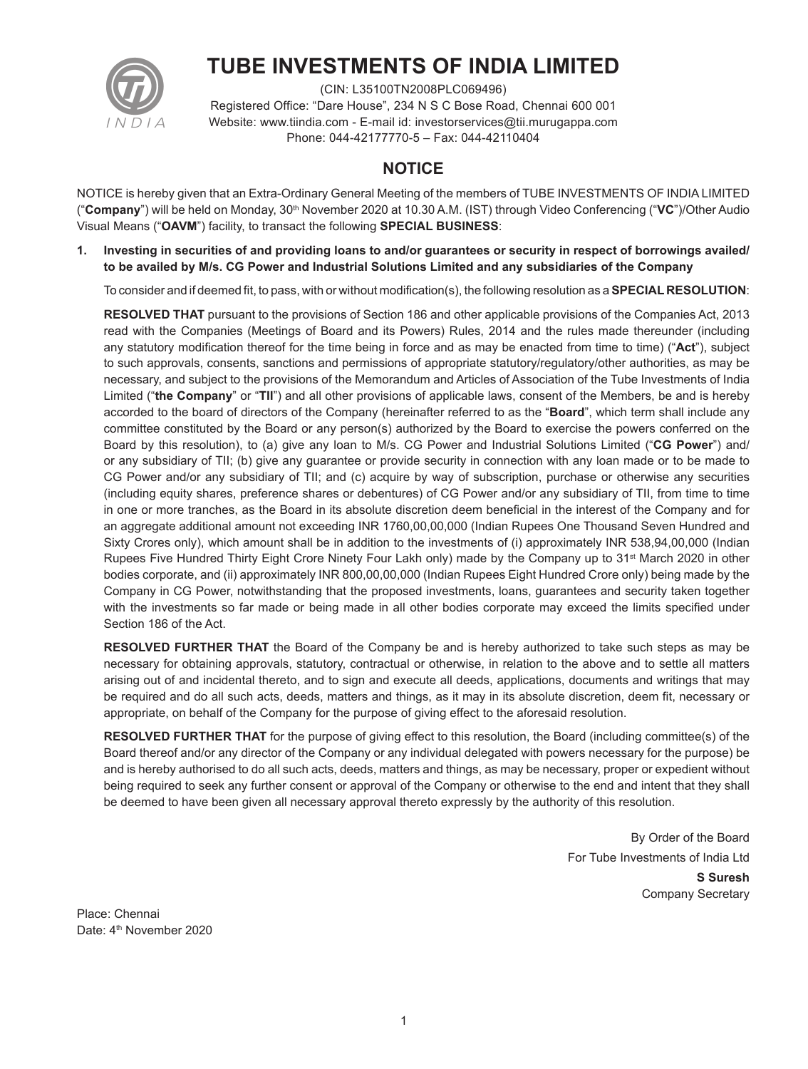# TUBE INVESTMENTS OF INDIA LIMITED

(CIN: L35100TN2008PLC069496)
Registered Office: "Dare House", 234 N S C Bose Road, Chennai 600 001
Website: www.tiindia.com - E-mail id: investorservices@tii.murugappa.com
Phone: 044-42177770-5 – Fax: 044-42110404

## NOTICE

NOTICE is hereby given that an Extra-Ordinary General Meeting of the members of TUBE INVESTMENTS OF INDIA LIMITED ("**Company**") will be held on Monday, 30th November 2020 at 10.30 A.M. (IST) through Video Conferencing ("**VC**")/Other Audio Visual Means ("**OAVM**") facility, to transact the following **SPECIAL BUSINESS**:

**1. Investing in securities of and providing loans to and/or guarantees or security in respect of borrowings availed/ to be availed by M/s. CG Power and Industrial Solutions Limited and any subsidiaries of the Company**

To consider and if deemed fit, to pass, with or without modification(s), the following resolution as a **SPECIAL RESOLUTION**:

**RESOLVED THAT** pursuant to the provisions of Section 186 and other applicable provisions of the Companies Act, 2013 read with the Companies (Meetings of Board and its Powers) Rules, 2014 and the rules made thereunder (including any statutory modification thereof for the time being in force and as may be enacted from time to time) ("**Act**"), subject to such approvals, consents, sanctions and permissions of appropriate statutory/regulatory/other authorities, as may be necessary, and subject to the provisions of the Memorandum and Articles of Association of the Tube Investments of India Limited ("**the Company**" or "**TII**") and all other provisions of applicable laws, consent of the Members, be and is hereby accorded to the board of directors of the Company (hereinafter referred to as the "**Board**", which term shall include any committee constituted by the Board or any person(s) authorized by the Board to exercise the powers conferred on the Board by this resolution), to (a) give any loan to M/s. CG Power and Industrial Solutions Limited ("**CG Power**") and/ or any subsidiary of TII; (b) give any guarantee or provide security in connection with any loan made or to be made to CG Power and/or any subsidiary of TII; and (c) acquire by way of subscription, purchase or otherwise any securities (including equity shares, preference shares or debentures) of CG Power and/or any subsidiary of TII, from time to time in one or more tranches, as the Board in its absolute discretion deem beneficial in the interest of the Company and for an aggregate additional amount not exceeding INR 1760,00,00,000 (Indian Rupees One Thousand Seven Hundred and Sixty Crores only), which amount shall be in addition to the investments of (i) approximately INR 538,94,00,000 (Indian Rupees Five Hundred Thirty Eight Crore Ninety Four Lakh only) made by the Company up to 31st March 2020 in other bodies corporate, and (ii) approximately INR 800,00,00,000 (Indian Rupees Eight Hundred Crore only) being made by the Company in CG Power, notwithstanding that the proposed investments, loans, guarantees and security taken together with the investments so far made or being made in all other bodies corporate may exceed the limits specified under Section 186 of the Act.

**RESOLVED FURTHER THAT** the Board of the Company be and is hereby authorized to take such steps as may be necessary for obtaining approvals, statutory, contractual or otherwise, in relation to the above and to settle all matters arising out of and incidental thereto, and to sign and execute all deeds, applications, documents and writings that may be required and do all such acts, deeds, matters and things, as it may in its absolute discretion, deem fit, necessary or appropriate, on behalf of the Company for the purpose of giving effect to the aforesaid resolution.

**RESOLVED FURTHER THAT** for the purpose of giving effect to this resolution, the Board (including committee(s) of the Board thereof and/or any director of the Company or any individual delegated with powers necessary for the purpose) be and is hereby authorised to do all such acts, deeds, matters and things, as may be necessary, proper or expedient without being required to seek any further consent or approval of the Company or otherwise to the end and intent that they shall be deemed to have been given all necessary approval thereto expressly by the authority of this resolution.

By Order of the Board
For Tube Investments of India Ltd
**S Suresh**
Company Secretary

Place: Chennai
Date: 4th November 2020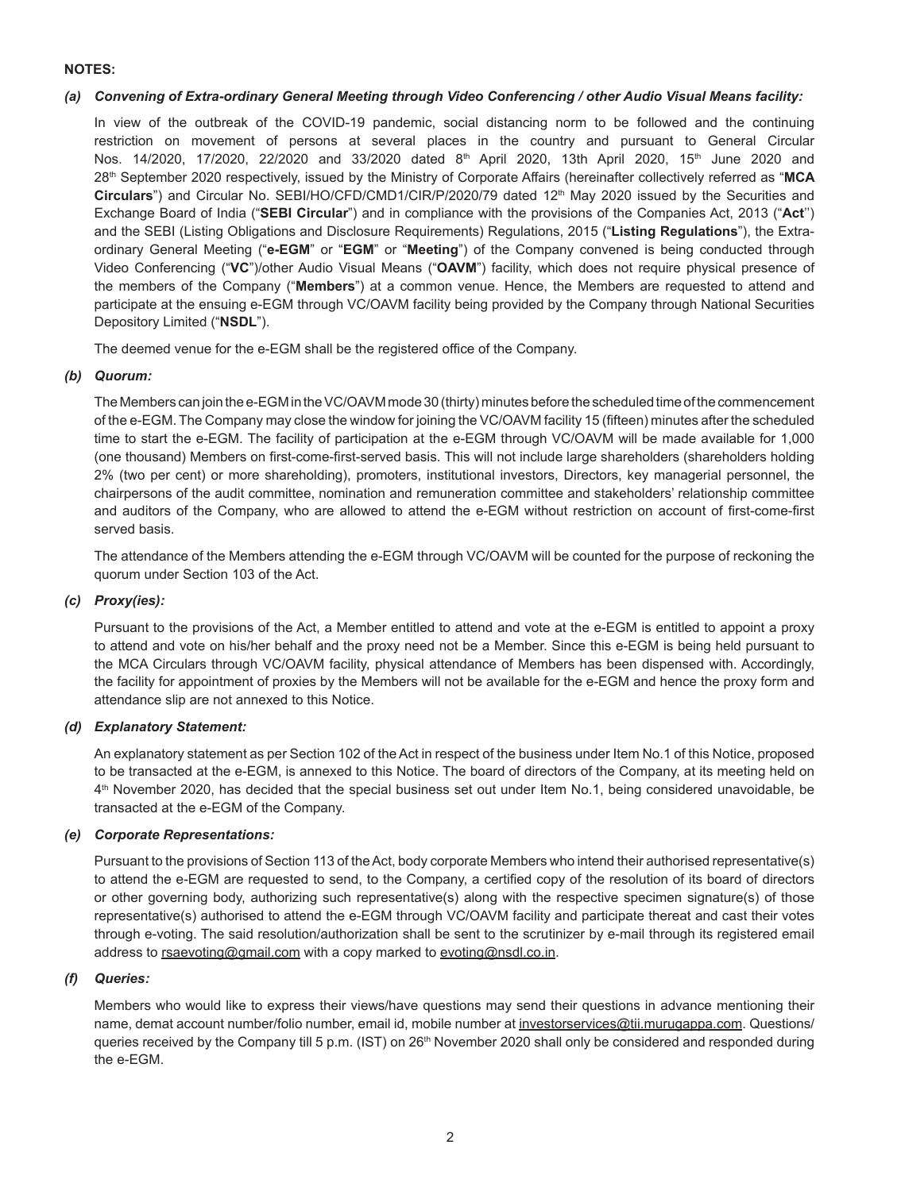**NOTES:**

***(a) Convening of Extra-ordinary General Meeting through Video Conferencing / other Audio Visual Means facility:***

In view of the outbreak of the COVID-19 pandemic, social distancing norm to be followed and the continuing restriction on movement of persons at several places in the country and pursuant to General Circular Nos. 14/2020, 17/2020, 22/2020 and 33/2020 dated 8th April 2020, 13th April 2020, 15th June 2020 and 28th September 2020 respectively, issued by the Ministry of Corporate Affairs (hereinafter collectively referred as "**MCA Circulars**") and Circular No. SEBI/HO/CFD/CMD1/CIR/P/2020/79 dated 12th May 2020 issued by the Securities and Exchange Board of India ("**SEBI Circular**") and in compliance with the provisions of the Companies Act, 2013 ("**Act**'') and the SEBI (Listing Obligations and Disclosure Requirements) Regulations, 2015 ("**Listing Regulations**"), the Extra-ordinary General Meeting ("**e-EGM**" or "**EGM**" or "**Meeting**") of the Company convened is being conducted through Video Conferencing ("**VC**")/other Audio Visual Means ("**OAVM**") facility, which does not require physical presence of the members of the Company ("**Members**") at a common venue. Hence, the Members are requested to attend and participate at the ensuing e-EGM through VC/OAVM facility being provided by the Company through National Securities Depository Limited ("**NSDL**").

The deemed venue for the e-EGM shall be the registered office of the Company.

***(b) Quorum:***

The Members can join the e-EGM in the VC/OAVM mode 30 (thirty) minutes before the scheduled time of the commencement of the e-EGM. The Company may close the window for joining the VC/OAVM facility 15 (fifteen) minutes after the scheduled time to start the e-EGM. The facility of participation at the e-EGM through VC/OAVM will be made available for 1,000 (one thousand) Members on first-come-first-served basis. This will not include large shareholders (shareholders holding 2% (two per cent) or more shareholding), promoters, institutional investors, Directors, key managerial personnel, the chairpersons of the audit committee, nomination and remuneration committee and stakeholders' relationship committee and auditors of the Company, who are allowed to attend the e-EGM without restriction on account of first-come-first served basis.

The attendance of the Members attending the e-EGM through VC/OAVM will be counted for the purpose of reckoning the quorum under Section 103 of the Act.

***(c) Proxy(ies):***

Pursuant to the provisions of the Act, a Member entitled to attend and vote at the e-EGM is entitled to appoint a proxy to attend and vote on his/her behalf and the proxy need not be a Member. Since this e-EGM is being held pursuant to the MCA Circulars through VC/OAVM facility, physical attendance of Members has been dispensed with. Accordingly, the facility for appointment of proxies by the Members will not be available for the e-EGM and hence the proxy form and attendance slip are not annexed to this Notice.

***(d) Explanatory Statement:***

An explanatory statement as per Section 102 of the Act in respect of the business under Item No.1 of this Notice, proposed to be transacted at the e-EGM, is annexed to this Notice. The board of directors of the Company, at its meeting held on 4th November 2020, has decided that the special business set out under Item No.1, being considered unavoidable, be transacted at the e-EGM of the Company.

***(e) Corporate Representations:***

Pursuant to the provisions of Section 113 of the Act, body corporate Members who intend their authorised representative(s) to attend the e-EGM are requested to send, to the Company, a certified copy of the resolution of its board of directors or other governing body, authorizing such representative(s) along with the respective specimen signature(s) of those representative(s) authorised to attend the e-EGM through VC/OAVM facility and participate thereat and cast their votes through e-voting. The said resolution/authorization shall be sent to the scrutinizer by e-mail through its registered email address to rsaevoting@gmail.com with a copy marked to evoting@nsdl.co.in.

***(f) Queries:***

Members who would like to express their views/have questions may send their questions in advance mentioning their name, demat account number/folio number, email id, mobile number at investorservices@tii.murugappa.com. Questions/queries received by the Company till 5 p.m. (IST) on 26th November 2020 shall only be considered and responded during the e-EGM.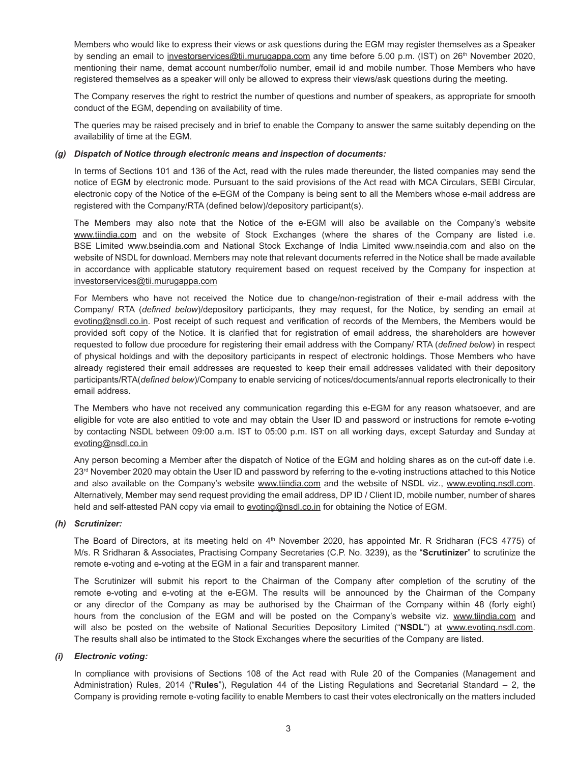Members who would like to express their views or ask questions during the EGM may register themselves as a Speaker by sending an email to investorservices@tii.murugappa.com any time before 5.00 p.m. (IST) on 26th November 2020, mentioning their name, demat account number/folio number, email id and mobile number. Those Members who have registered themselves as a speaker will only be allowed to express their views/ask questions during the meeting.

The Company reserves the right to restrict the number of questions and number of speakers, as appropriate for smooth conduct of the EGM, depending on availability of time.

The queries may be raised precisely and in brief to enable the Company to answer the same suitably depending on the availability of time at the EGM.

***(g) Dispatch of Notice through electronic means and inspection of documents:***

In terms of Sections 101 and 136 of the Act, read with the rules made thereunder, the listed companies may send the notice of EGM by electronic mode. Pursuant to the said provisions of the Act read with MCA Circulars, SEBI Circular, electronic copy of the Notice of the e-EGM of the Company is being sent to all the Members whose e-mail address are registered with the Company/RTA (defined below)/depository participant(s).

The Members may also note that the Notice of the e-EGM will also be available on the Company's website www.tiindia.com and on the website of Stock Exchanges (where the shares of the Company are listed i.e. BSE Limited www.bseindia.com and National Stock Exchange of India Limited www.nseindia.com and also on the website of NSDL for download. Members may note that relevant documents referred in the Notice shall be made available in accordance with applicable statutory requirement based on request received by the Company for inspection at investorservices@tii.murugappa.com

For Members who have not received the Notice due to change/non-registration of their e-mail address with the Company/ RTA (*defined below*)/depository participants, they may request, for the Notice, by sending an email at evoting@nsdl.co.in. Post receipt of such request and verification of records of the Members, the Members would be provided soft copy of the Notice. It is clarified that for registration of email address, the shareholders are however requested to follow due procedure for registering their email address with the Company/ RTA (*defined below*) in respect of physical holdings and with the depository participants in respect of electronic holdings. Those Members who have already registered their email addresses are requested to keep their email addresses validated with their depository participants/RTA(*defined below*)/Company to enable servicing of notices/documents/annual reports electronically to their email address.

The Members who have not received any communication regarding this e-EGM for any reason whatsoever, and are eligible for vote are also entitled to vote and may obtain the User ID and password or instructions for remote e-voting by contacting NSDL between 09:00 a.m. IST to 05:00 p.m. IST on all working days, except Saturday and Sunday at evoting@nsdl.co.in

Any person becoming a Member after the dispatch of Notice of the EGM and holding shares as on the cut-off date i.e. 23rd November 2020 may obtain the User ID and password by referring to the e-voting instructions attached to this Notice and also available on the Company's website www.tiindia.com and the website of NSDL viz., www.evoting.nsdl.com. Alternatively, Member may send request providing the email address, DP ID / Client ID, mobile number, number of shares held and self-attested PAN copy via email to evoting@nsdl.co.in for obtaining the Notice of EGM.

***(h) Scrutinizer:***

The Board of Directors, at its meeting held on 4th November 2020, has appointed Mr. R Sridharan (FCS 4775) of M/s. R Sridharan & Associates, Practising Company Secretaries (C.P. No. 3239), as the "**Scrutinizer**" to scrutinize the remote e-voting and e-voting at the EGM in a fair and transparent manner.

The Scrutinizer will submit his report to the Chairman of the Company after completion of the scrutiny of the remote e-voting and e-voting at the e-EGM. The results will be announced by the Chairman of the Company or any director of the Company as may be authorised by the Chairman of the Company within 48 (forty eight) hours from the conclusion of the EGM and will be posted on the Company's website viz. www.tiindia.com and will also be posted on the website of National Securities Depository Limited ("**NSDL**") at www.evoting.nsdl.com. The results shall also be intimated to the Stock Exchanges where the securities of the Company are listed.

***(i) Electronic voting:***

In compliance with provisions of Sections 108 of the Act read with Rule 20 of the Companies (Management and Administration) Rules, 2014 ("**Rules**"), Regulation 44 of the Listing Regulations and Secretarial Standard – 2, the Company is providing remote e-voting facility to enable Members to cast their votes electronically on the matters included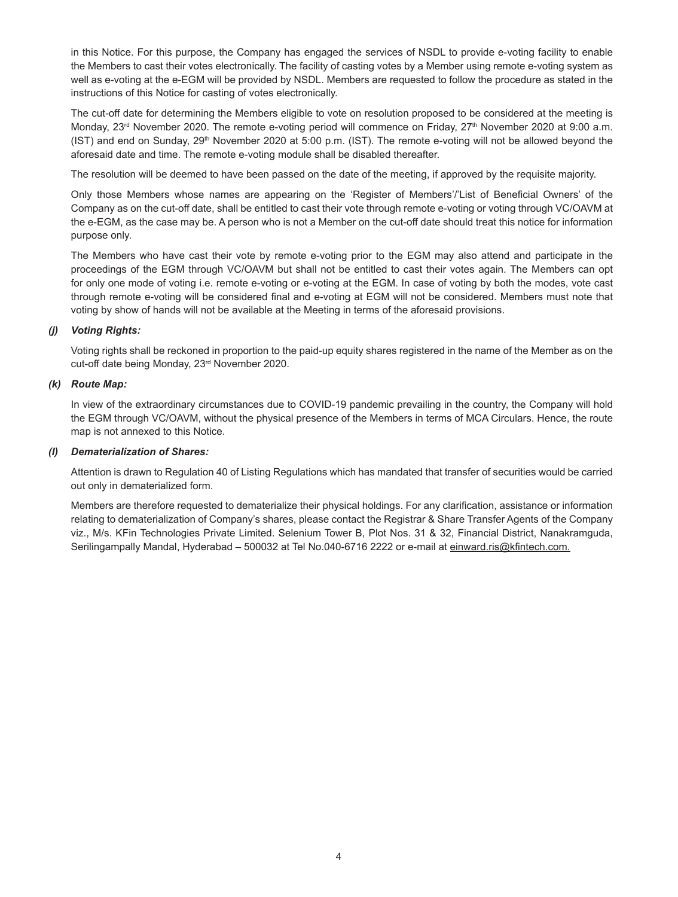in this Notice. For this purpose, the Company has engaged the services of NSDL to provide e-voting facility to enable the Members to cast their votes electronically. The facility of casting votes by a Member using remote e-voting system as well as e-voting at the e-EGM will be provided by NSDL. Members are requested to follow the procedure as stated in the instructions of this Notice for casting of votes electronically.

The cut-off date for determining the Members eligible to vote on resolution proposed to be considered at the meeting is Monday, 23rd November 2020. The remote e-voting period will commence on Friday, 27th November 2020 at 9:00 a.m. (IST) and end on Sunday, 29th November 2020 at 5:00 p.m. (IST). The remote e-voting will not be allowed beyond the aforesaid date and time. The remote e-voting module shall be disabled thereafter.

The resolution will be deemed to have been passed on the date of the meeting, if approved by the requisite majority.

Only those Members whose names are appearing on the 'Register of Members'/'List of Beneficial Owners' of the Company as on the cut-off date, shall be entitled to cast their vote through remote e-voting or voting through VC/OAVM at the e-EGM, as the case may be. A person who is not a Member on the cut-off date should treat this notice for information purpose only.

The Members who have cast their vote by remote e-voting prior to the EGM may also attend and participate in the proceedings of the EGM through VC/OAVM but shall not be entitled to cast their votes again. The Members can opt for only one mode of voting i.e. remote e-voting or e-voting at the EGM. In case of voting by both the modes, vote cast through remote e-voting will be considered final and e-voting at EGM will not be considered. Members must note that voting by show of hands will not be available at the Meeting in terms of the aforesaid provisions.

***(j) Voting Rights:***

Voting rights shall be reckoned in proportion to the paid-up equity shares registered in the name of the Member as on the cut-off date being Monday, 23rd November 2020.

***(k) Route Map:***

In view of the extraordinary circumstances due to COVID-19 pandemic prevailing in the country, the Company will hold the EGM through VC/OAVM, without the physical presence of the Members in terms of MCA Circulars. Hence, the route map is not annexed to this Notice.

***(l) Dematerialization of Shares:***

Attention is drawn to Regulation 40 of Listing Regulations which has mandated that transfer of securities would be carried out only in dematerialized form.

Members are therefore requested to dematerialize their physical holdings. For any clarification, assistance or information relating to dematerialization of Company's shares, please contact the Registrar & Share Transfer Agents of the Company viz., M/s. KFin Technologies Private Limited. Selenium Tower B, Plot Nos. 31 & 32, Financial District, Nanakramguda, Serilingampally Mandal, Hyderabad – 500032 at Tel No.040-6716 2222 or e-mail at einward.ris@kfintech.com.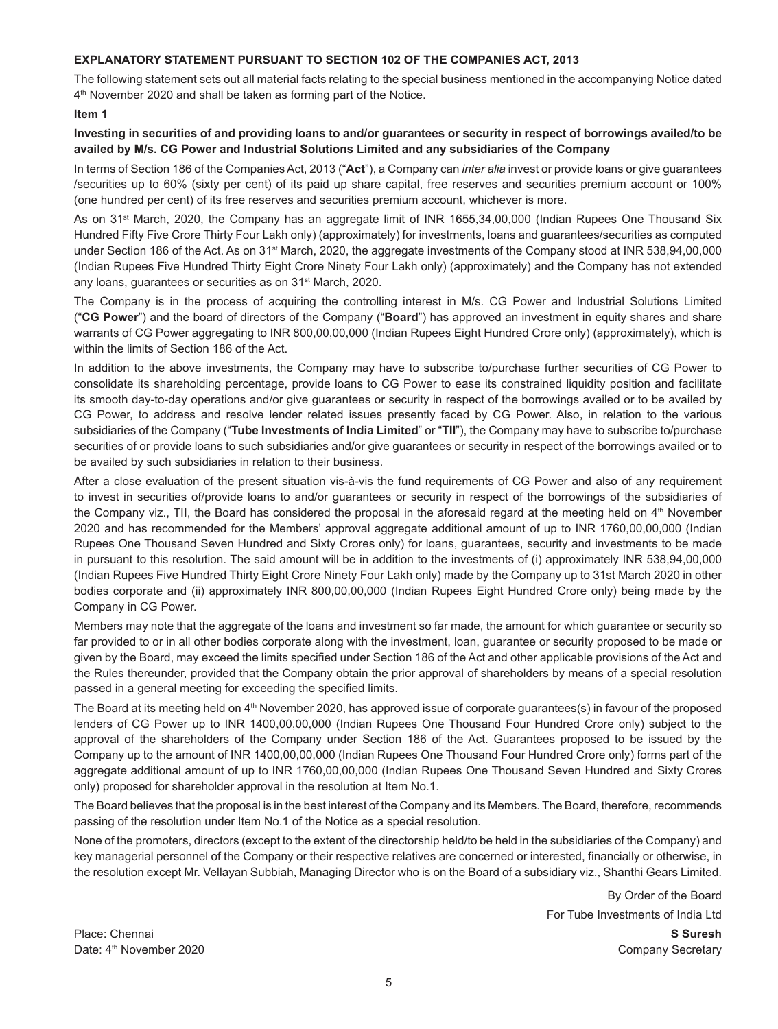**EXPLANATORY STATEMENT PURSUANT TO SECTION 102 OF THE COMPANIES ACT, 2013**

The following statement sets out all material facts relating to the special business mentioned in the accompanying Notice dated 4th November 2020 and shall be taken as forming part of the Notice.

**Item 1**

**Investing in securities of and providing loans to and/or guarantees or security in respect of borrowings availed/to be availed by M/s. CG Power and Industrial Solutions Limited and any subsidiaries of the Company**

In terms of Section 186 of the Companies Act, 2013 ("**Act**"), a Company can *inter alia* invest or provide loans or give guarantees /securities up to 60% (sixty per cent) of its paid up share capital, free reserves and securities premium account or 100% (one hundred per cent) of its free reserves and securities premium account, whichever is more.

As on 31st March, 2020, the Company has an aggregate limit of INR 1655,34,00,000 (Indian Rupees One Thousand Six Hundred Fifty Five Crore Thirty Four Lakh only) (approximately) for investments, loans and guarantees/securities as computed under Section 186 of the Act. As on 31st March, 2020, the aggregate investments of the Company stood at INR 538,94,00,000 (Indian Rupees Five Hundred Thirty Eight Crore Ninety Four Lakh only) (approximately) and the Company has not extended any loans, guarantees or securities as on 31st March, 2020.

The Company is in the process of acquiring the controlling interest in M/s. CG Power and Industrial Solutions Limited ("**CG Power**") and the board of directors of the Company ("**Board**") has approved an investment in equity shares and share warrants of CG Power aggregating to INR 800,00,00,000 (Indian Rupees Eight Hundred Crore only) (approximately), which is within the limits of Section 186 of the Act.

In addition to the above investments, the Company may have to subscribe to/purchase further securities of CG Power to consolidate its shareholding percentage, provide loans to CG Power to ease its constrained liquidity position and facilitate its smooth day-to-day operations and/or give guarantees or security in respect of the borrowings availed or to be availed by CG Power, to address and resolve lender related issues presently faced by CG Power. Also, in relation to the various subsidiaries of the Company ("**Tube Investments of India Limited**" or "**TII**"), the Company may have to subscribe to/purchase securities of or provide loans to such subsidiaries and/or give guarantees or security in respect of the borrowings availed or to be availed by such subsidiaries in relation to their business.

After a close evaluation of the present situation vis-à-vis the fund requirements of CG Power and also of any requirement to invest in securities of/provide loans to and/or guarantees or security in respect of the borrowings of the subsidiaries of the Company viz., TII, the Board has considered the proposal in the aforesaid regard at the meeting held on 4th November 2020 and has recommended for the Members' approval aggregate additional amount of up to INR 1760,00,00,000 (Indian Rupees One Thousand Seven Hundred and Sixty Crores only) for loans, guarantees, security and investments to be made in pursuant to this resolution. The said amount will be in addition to the investments of (i) approximately INR 538,94,00,000 (Indian Rupees Five Hundred Thirty Eight Crore Ninety Four Lakh only) made by the Company up to 31st March 2020 in other bodies corporate and (ii) approximately INR 800,00,00,000 (Indian Rupees Eight Hundred Crore only) being made by the Company in CG Power.

Members may note that the aggregate of the loans and investment so far made, the amount for which guarantee or security so far provided to or in all other bodies corporate along with the investment, loan, guarantee or security proposed to be made or given by the Board, may exceed the limits specified under Section 186 of the Act and other applicable provisions of the Act and the Rules thereunder, provided that the Company obtain the prior approval of shareholders by means of a special resolution passed in a general meeting for exceeding the specified limits.

The Board at its meeting held on 4th November 2020, has approved issue of corporate guarantees(s) in favour of the proposed lenders of CG Power up to INR 1400,00,00,000 (Indian Rupees One Thousand Four Hundred Crore only) subject to the approval of the shareholders of the Company under Section 186 of the Act. Guarantees proposed to be issued by the Company up to the amount of INR 1400,00,00,000 (Indian Rupees One Thousand Four Hundred Crore only) forms part of the aggregate additional amount of up to INR 1760,00,00,000 (Indian Rupees One Thousand Seven Hundred and Sixty Crores only) proposed for shareholder approval in the resolution at Item No.1.

The Board believes that the proposal is in the best interest of the Company and its Members. The Board, therefore, recommends passing of the resolution under Item No.1 of the Notice as a special resolution.

None of the promoters, directors (except to the extent of the directorship held/to be held in the subsidiaries of the Company) and key managerial personnel of the Company or their respective relatives are concerned or interested, financially or otherwise, in the resolution except Mr. Vellayan Subbiah, Managing Director who is on the Board of a subsidiary viz., Shanthi Gears Limited.

By Order of the Board
For Tube Investments of India Ltd

Place: Chennai
Date: 4th November 2020

**S Suresh**
Company Secretary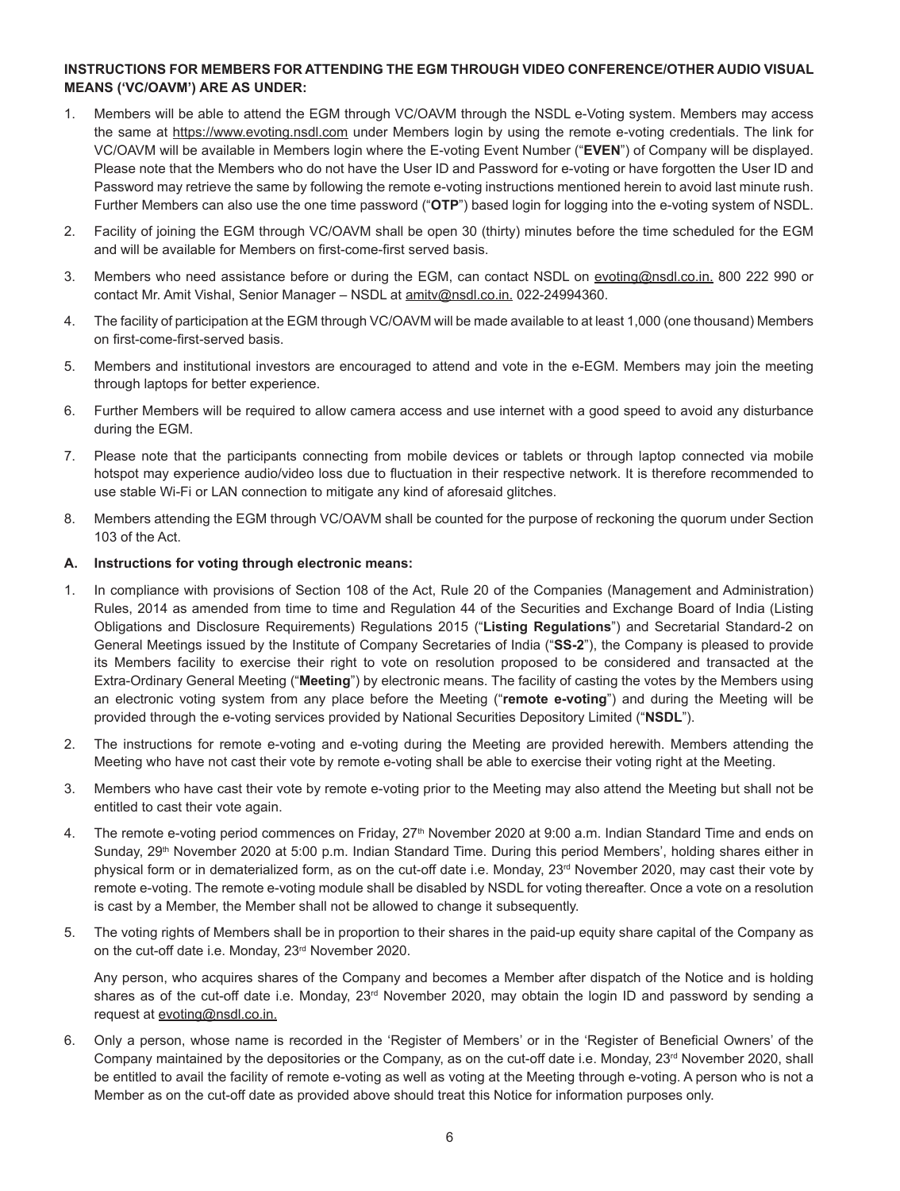**INSTRUCTIONS FOR MEMBERS FOR ATTENDING THE EGM THROUGH VIDEO CONFERENCE/OTHER AUDIO VISUAL MEANS ('VC/OAVM') ARE AS UNDER:**

1. Members will be able to attend the EGM through VC/OAVM through the NSDL e-Voting system. Members may access the same at https://www.evoting.nsdl.com under Members login by using the remote e-voting credentials. The link for VC/OAVM will be available in Members login where the E-voting Event Number ("**EVEN**") of Company will be displayed. Please note that the Members who do not have the User ID and Password for e-voting or have forgotten the User ID and Password may retrieve the same by following the remote e-voting instructions mentioned herein to avoid last minute rush. Further Members can also use the one time password ("**OTP**") based login for logging into the e-voting system of NSDL.
2. Facility of joining the EGM through VC/OAVM shall be open 30 (thirty) minutes before the time scheduled for the EGM and will be available for Members on first-come-first served basis.
3. Members who need assistance before or during the EGM, can contact NSDL on evoting@nsdl.co.in. 800 222 990 or contact Mr. Amit Vishal, Senior Manager – NSDL at amitv@nsdl.co.in. 022-24994360.
4. The facility of participation at the EGM through VC/OAVM will be made available to at least 1,000 (one thousand) Members on first-come-first-served basis.
5. Members and institutional investors are encouraged to attend and vote in the e-EGM. Members may join the meeting through laptops for better experience.
6. Further Members will be required to allow camera access and use internet with a good speed to avoid any disturbance during the EGM.
7. Please note that the participants connecting from mobile devices or tablets or through laptop connected via mobile hotspot may experience audio/video loss due to fluctuation in their respective network. It is therefore recommended to use stable Wi-Fi or LAN connection to mitigate any kind of aforesaid glitches.
8. Members attending the EGM through VC/OAVM shall be counted for the purpose of reckoning the quorum under Section 103 of the Act.

**A. Instructions for voting through electronic means:**

1. In compliance with provisions of Section 108 of the Act, Rule 20 of the Companies (Management and Administration) Rules, 2014 as amended from time to time and Regulation 44 of the Securities and Exchange Board of India (Listing Obligations and Disclosure Requirements) Regulations 2015 ("**Listing Regulations**") and Secretarial Standard-2 on General Meetings issued by the Institute of Company Secretaries of India ("**SS-2**"), the Company is pleased to provide its Members facility to exercise their right to vote on resolution proposed to be considered and transacted at the Extra-Ordinary General Meeting ("**Meeting**") by electronic means. The facility of casting the votes by the Members using an electronic voting system from any place before the Meeting ("**remote e-voting**") and during the Meeting will be provided through the e-voting services provided by National Securities Depository Limited ("**NSDL**").
2. The instructions for remote e-voting and e-voting during the Meeting are provided herewith. Members attending the Meeting who have not cast their vote by remote e-voting shall be able to exercise their voting right at the Meeting.
3. Members who have cast their vote by remote e-voting prior to the Meeting may also attend the Meeting but shall not be entitled to cast their vote again.
4. The remote e-voting period commences on Friday, 27th November 2020 at 9:00 a.m. Indian Standard Time and ends on Sunday, 29th November 2020 at 5:00 p.m. Indian Standard Time. During this period Members', holding shares either in physical form or in dematerialized form, as on the cut-off date i.e. Monday, 23rd November 2020, may cast their vote by remote e-voting. The remote e-voting module shall be disabled by NSDL for voting thereafter. Once a vote on a resolution is cast by a Member, the Member shall not be allowed to change it subsequently.
5. The voting rights of Members shall be in proportion to their shares in the paid-up equity share capital of the Company as on the cut-off date i.e. Monday, 23rd November 2020.

   Any person, who acquires shares of the Company and becomes a Member after dispatch of the Notice and is holding shares as of the cut-off date i.e. Monday, 23rd November 2020, may obtain the login ID and password by sending a request at evoting@nsdl.co.in.
6. Only a person, whose name is recorded in the 'Register of Members' or in the 'Register of Beneficial Owners' of the Company maintained by the depositories or the Company, as on the cut-off date i.e. Monday, 23rd November 2020, shall be entitled to avail the facility of remote e-voting as well as voting at the Meeting through e-voting. A person who is not a Member as on the cut-off date as provided above should treat this Notice for information purposes only.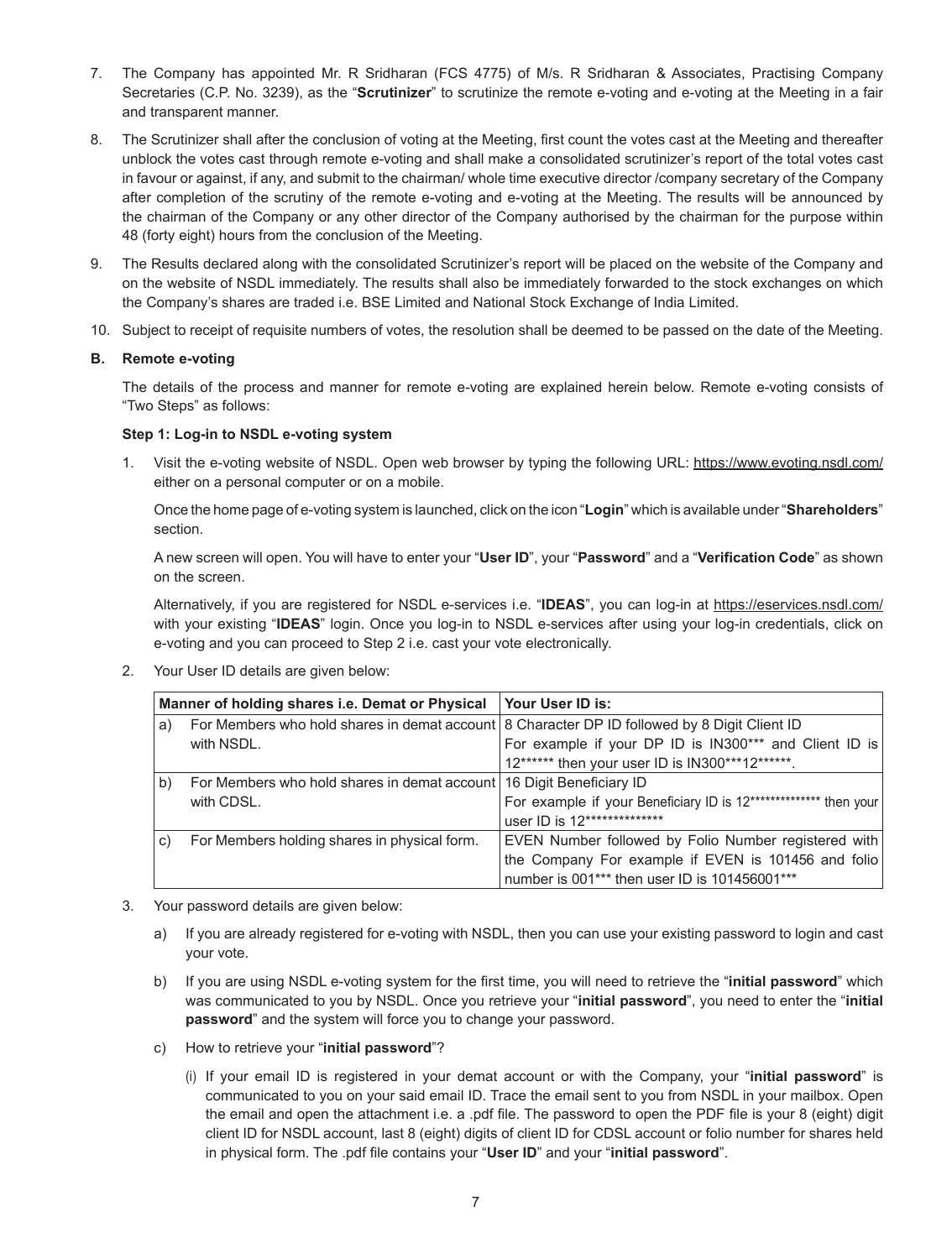7. The Company has appointed Mr. R Sridharan (FCS 4775) of M/s. R Sridharan & Associates, Practising Company Secretaries (C.P. No. 3239), as the "**Scrutinizer**" to scrutinize the remote e-voting and e-voting at the Meeting in a fair and transparent manner.

8. The Scrutinizer shall after the conclusion of voting at the Meeting, first count the votes cast at the Meeting and thereafter unblock the votes cast through remote e-voting and shall make a consolidated scrutinizer's report of the total votes cast in favour or against, if any, and submit to the chairman/ whole time executive director /company secretary of the Company after completion of the scrutiny of the remote e-voting and e-voting at the Meeting. The results will be announced by the chairman of the Company or any other director of the Company authorised by the chairman for the purpose within 48 (forty eight) hours from the conclusion of the Meeting.

9. The Results declared along with the consolidated Scrutinizer's report will be placed on the website of the Company and on the website of NSDL immediately. The results shall also be immediately forwarded to the stock exchanges on which the Company's shares are traded i.e. BSE Limited and National Stock Exchange of India Limited.

10. Subject to receipt of requisite numbers of votes, the resolution shall be deemed to be passed on the date of the Meeting.

**B. Remote e-voting**

The details of the process and manner for remote e-voting are explained herein below. Remote e-voting consists of "Two Steps" as follows:

**Step 1: Log-in to NSDL e-voting system**

1. Visit the e-voting website of NSDL. Open web browser by typing the following URL: https://www.evoting.nsdl.com/ either on a personal computer or on a mobile.

   Once the home page of e-voting system is launched, click on the icon "**Login**" which is available under "**Shareholders**" section.

   A new screen will open. You will have to enter your "**User ID**", your "**Password**" and a "**Verification Code**" as shown on the screen.

   Alternatively, if you are registered for NSDL e-services i.e. "**IDEAS**", you can log-in at https://eservices.nsdl.com/ with your existing "**IDEAS**" login. Once you log-in to NSDL e-services after using your log-in credentials, click on e-voting and you can proceed to Step 2 i.e. cast your vote electronically.

2. Your User ID details are given below:

| Manner of holding shares i.e. Demat or Physical | Your User ID is: |
|---|---|
| a) For Members who hold shares in demat account with NSDL. | 8 Character DP ID followed by 8 Digit Client ID For example if your DP ID is IN300*** and Client ID is 12****** then your user ID is IN300***12******. |
| b) For Members who hold shares in demat account with CDSL. | 16 Digit Beneficiary ID For example if your Beneficiary ID is 12************** then your user ID is 12************** |
| c) For Members holding shares in physical form. | EVEN Number followed by Folio Number registered with the Company For example if EVEN is 101456 and folio number is 001*** then user ID is 101456001*** |

3. Your password details are given below:

   a) If you are already registered for e-voting with NSDL, then you can use your existing password to login and cast your vote.

   b) If you are using NSDL e-voting system for the first time, you will need to retrieve the "**initial password**" which was communicated to you by NSDL. Once you retrieve your "**initial password**", you need to enter the "**initial password**" and the system will force you to change your password.

   c) How to retrieve your "**initial password**"?

      (i) If your email ID is registered in your demat account or with the Company, your "**initial password**" is communicated to you on your said email ID. Trace the email sent to you from NSDL in your mailbox. Open the email and open the attachment i.e. a .pdf file. The password to open the PDF file is your 8 (eight) digit client ID for NSDL account, last 8 (eight) digits of client ID for CDSL account or folio number for shares held in physical form. The .pdf file contains your "**User ID**" and your "**initial password**".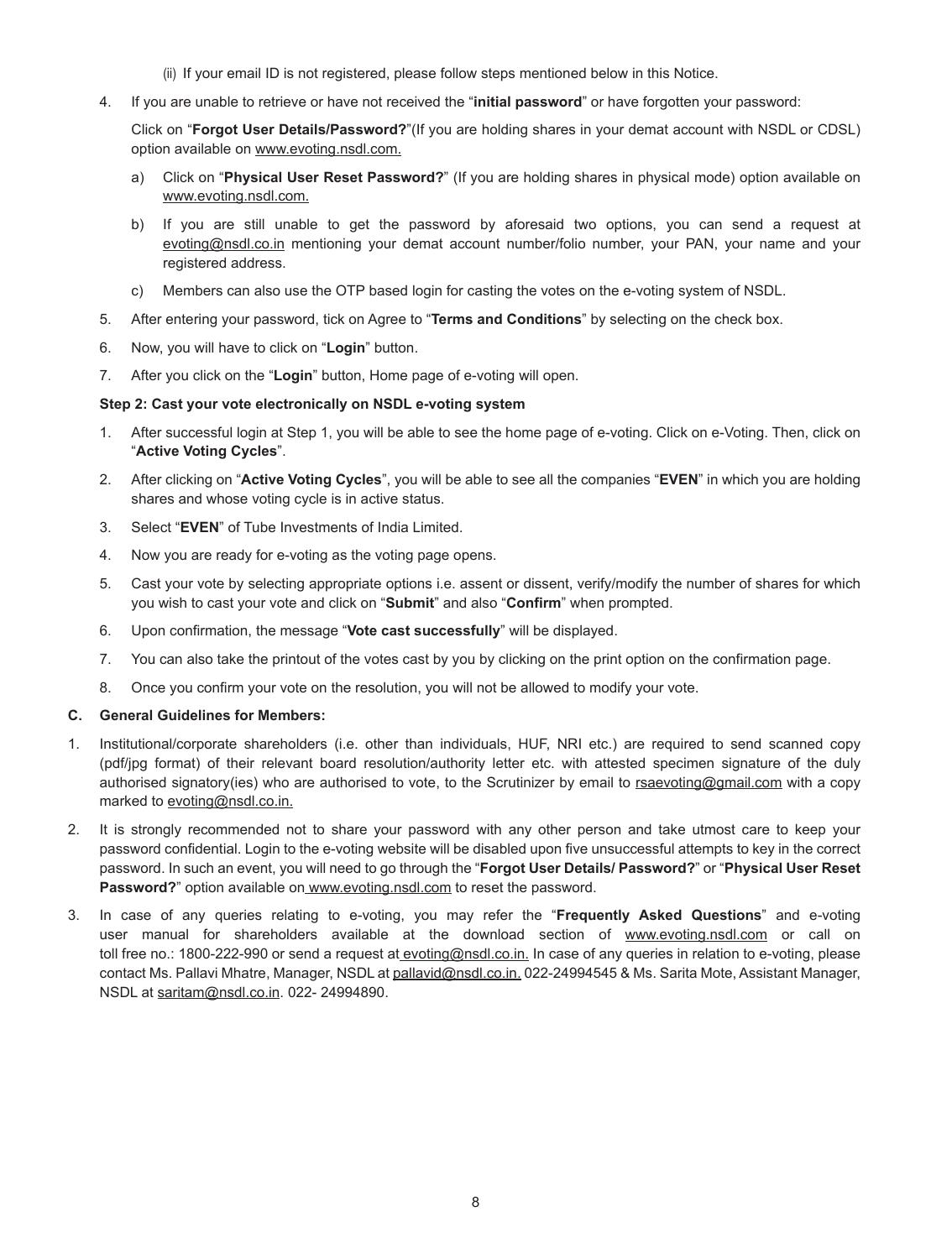(ii) If your email ID is not registered, please follow steps mentioned below in this Notice.

4. If you are unable to retrieve or have not received the "**initial password**" or have forgotten your password:

   Click on "**Forgot User Details/Password?**"(If you are holding shares in your demat account with NSDL or CDSL) option available on www.evoting.nsdl.com.

   a) Click on "**Physical User Reset Password?**" (If you are holding shares in physical mode) option available on www.evoting.nsdl.com.

   b) If you are still unable to get the password by aforesaid two options, you can send a request at evoting@nsdl.co.in mentioning your demat account number/folio number, your PAN, your name and your registered address.

   c) Members can also use the OTP based login for casting the votes on the e-voting system of NSDL.

5. After entering your password, tick on Agree to "**Terms and Conditions**" by selecting on the check box.

6. Now, you will have to click on "**Login**" button.

7. After you click on the "**Login**" button, Home page of e-voting will open.

**Step 2: Cast your vote electronically on NSDL e-voting system**

1. After successful login at Step 1, you will be able to see the home page of e-voting. Click on e-Voting. Then, click on "**Active Voting Cycles**".

2. After clicking on "**Active Voting Cycles**", you will be able to see all the companies "**EVEN**" in which you are holding shares and whose voting cycle is in active status.

3. Select "**EVEN**" of Tube Investments of India Limited.

4. Now you are ready for e-voting as the voting page opens.

5. Cast your vote by selecting appropriate options i.e. assent or dissent, verify/modify the number of shares for which you wish to cast your vote and click on "**Submit**" and also "**Confirm**" when prompted.

6. Upon confirmation, the message "**Vote cast successfully**" will be displayed.

7. You can also take the printout of the votes cast by you by clicking on the print option on the confirmation page.

8. Once you confirm your vote on the resolution, you will not be allowed to modify your vote.

**C. General Guidelines for Members:**

1. Institutional/corporate shareholders (i.e. other than individuals, HUF, NRI etc.) are required to send scanned copy (pdf/jpg format) of their relevant board resolution/authority letter etc. with attested specimen signature of the duly authorised signatory(ies) who are authorised to vote, to the Scrutinizer by email to rsaevoting@gmail.com with a copy marked to evoting@nsdl.co.in.

2. It is strongly recommended not to share your password with any other person and take utmost care to keep your password confidential. Login to the e-voting website will be disabled upon five unsuccessful attempts to key in the correct password. In such an event, you will need to go through the "**Forgot User Details/ Password?**" or "**Physical User Reset Password?**" option available on www.evoting.nsdl.com to reset the password.

3. In case of any queries relating to e-voting, you may refer the "**Frequently Asked Questions**" and e-voting user manual for shareholders available at the download section of www.evoting.nsdl.com or call on toll free no.: 1800-222-990 or send a request at evoting@nsdl.co.in. In case of any queries in relation to e-voting, please contact Ms. Pallavi Mhatre, Manager, NSDL at pallavid@nsdl.co.in. 022-24994545 & Ms. Sarita Mote, Assistant Manager, NSDL at saritam@nsdl.co.in. 022- 24994890.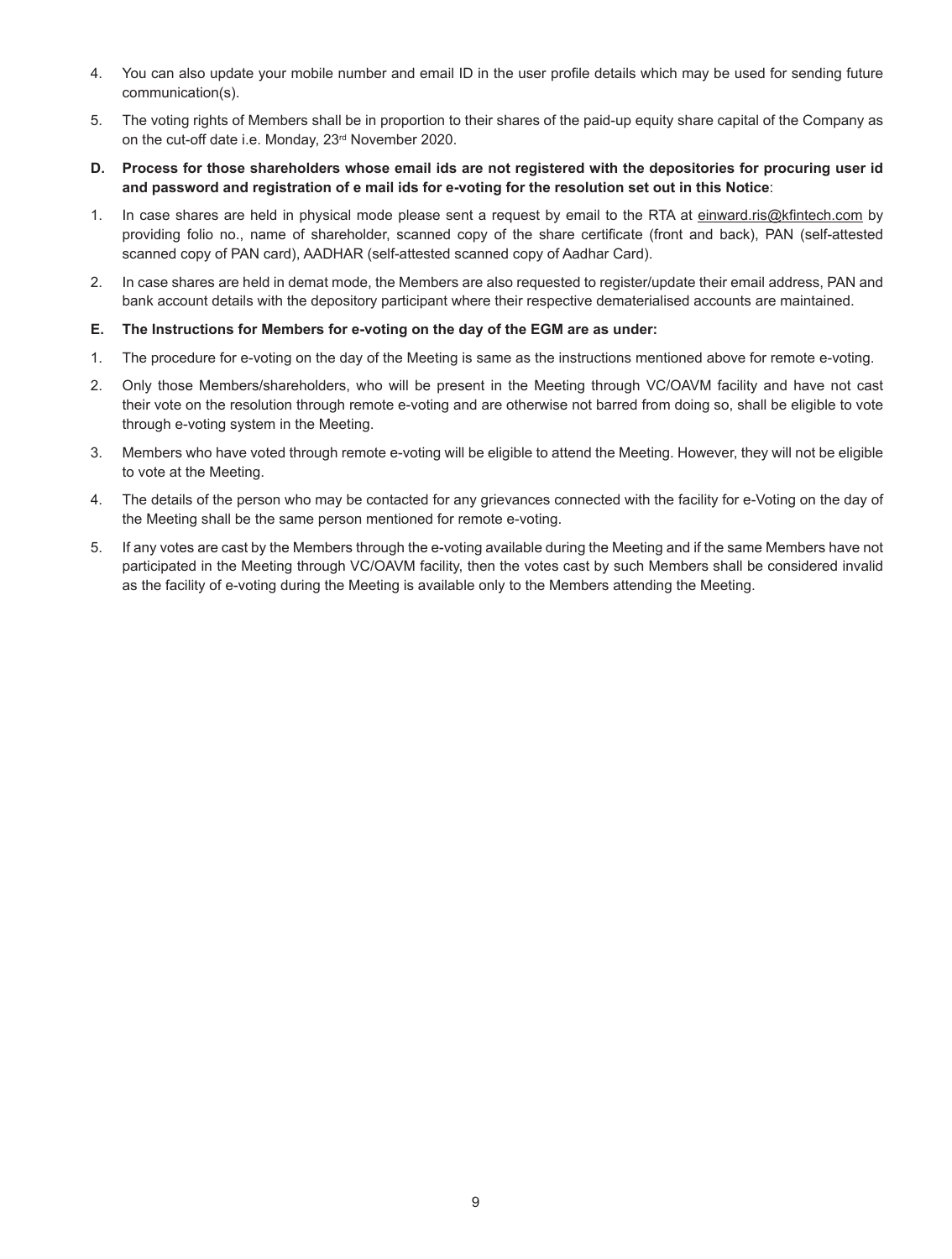4. You can also update your mobile number and email ID in the user profile details which may be used for sending future communication(s).

5. The voting rights of Members shall be in proportion to their shares of the paid-up equity share capital of the Company as on the cut-off date i.e. Monday, 23rd November 2020.

**D. Process for those shareholders whose email ids are not registered with the depositories for procuring user id and password and registration of e mail ids for e-voting for the resolution set out in this Notice**:

1. In case shares are held in physical mode please sent a request by email to the RTA at einward.ris@kfintech.com by providing folio no., name of shareholder, scanned copy of the share certificate (front and back), PAN (self-attested scanned copy of PAN card), AADHAR (self-attested scanned copy of Aadhar Card).

2. In case shares are held in demat mode, the Members are also requested to register/update their email address, PAN and bank account details with the depository participant where their respective dematerialised accounts are maintained.

**E. The Instructions for Members for e-voting on the day of the EGM are as under:**

1. The procedure for e-voting on the day of the Meeting is same as the instructions mentioned above for remote e-voting.

2. Only those Members/shareholders, who will be present in the Meeting through VC/OAVM facility and have not cast their vote on the resolution through remote e-voting and are otherwise not barred from doing so, shall be eligible to vote through e-voting system in the Meeting.

3. Members who have voted through remote e-voting will be eligible to attend the Meeting. However, they will not be eligible to vote at the Meeting.

4. The details of the person who may be contacted for any grievances connected with the facility for e-Voting on the day of the Meeting shall be the same person mentioned for remote e-voting.

5. If any votes are cast by the Members through the e-voting available during the Meeting and if the same Members have not participated in the Meeting through VC/OAVM facility, then the votes cast by such Members shall be considered invalid as the facility of e-voting during the Meeting is available only to the Members attending the Meeting.